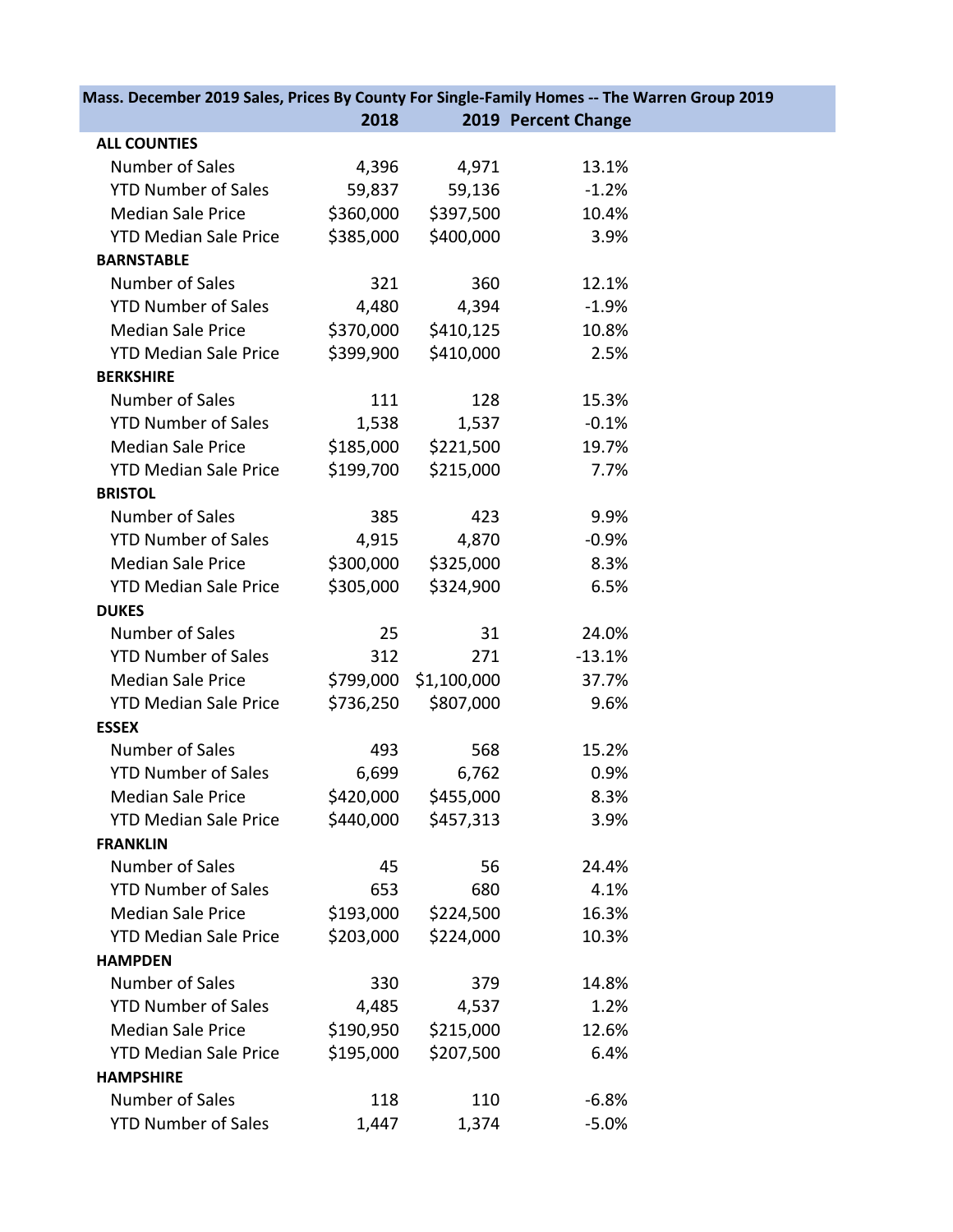| Mass. December 2019 Sales, Prices By County For Single-Family Homes -- The Warren Group 2019 | 2018 | 2019 | Percent Change |
|---|---|---|---|
| **ALL COUNTIES** | | | |
| Number of Sales | 4,396 | 4,971 | 13.1% |
| YTD Number of Sales | 59,837 | 59,136 | -1.2% |
| Median Sale Price | $360,000 | $397,500 | 10.4% |
| YTD Median Sale Price | $385,000 | $400,000 | 3.9% |
| **BARNSTABLE** | | | |
| Number of Sales | 321 | 360 | 12.1% |
| YTD Number of Sales | 4,480 | 4,394 | -1.9% |
| Median Sale Price | $370,000 | $410,125 | 10.8% |
| YTD Median Sale Price | $399,900 | $410,000 | 2.5% |
| **BERKSHIRE** | | | |
| Number of Sales | 111 | 128 | 15.3% |
| YTD Number of Sales | 1,538 | 1,537 | -0.1% |
| Median Sale Price | $185,000 | $221,500 | 19.7% |
| YTD Median Sale Price | $199,700 | $215,000 | 7.7% |
| **BRISTOL** | | | |
| Number of Sales | 385 | 423 | 9.9% |
| YTD Number of Sales | 4,915 | 4,870 | -0.9% |
| Median Sale Price | $300,000 | $325,000 | 8.3% |
| YTD Median Sale Price | $305,000 | $324,900 | 6.5% |
| **DUKES** | | | |
| Number of Sales | 25 | 31 | 24.0% |
| YTD Number of Sales | 312 | 271 | -13.1% |
| Median Sale Price | $799,000 | $1,100,000 | 37.7% |
| YTD Median Sale Price | $736,250 | $807,000 | 9.6% |
| **ESSEX** | | | |
| Number of Sales | 493 | 568 | 15.2% |
| YTD Number of Sales | 6,699 | 6,762 | 0.9% |
| Median Sale Price | $420,000 | $455,000 | 8.3% |
| YTD Median Sale Price | $440,000 | $457,313 | 3.9% |
| **FRANKLIN** | | | |
| Number of Sales | 45 | 56 | 24.4% |
| YTD Number of Sales | 653 | 680 | 4.1% |
| Median Sale Price | $193,000 | $224,500 | 16.3% |
| YTD Median Sale Price | $203,000 | $224,000 | 10.3% |
| **HAMPDEN** | | | |
| Number of Sales | 330 | 379 | 14.8% |
| YTD Number of Sales | 4,485 | 4,537 | 1.2% |
| Median Sale Price | $190,950 | $215,000 | 12.6% |
| YTD Median Sale Price | $195,000 | $207,500 | 6.4% |
| **HAMPSHIRE** | | | |
| Number of Sales | 118 | 110 | -6.8% |
| YTD Number of Sales | 1,447 | 1,374 | -5.0% |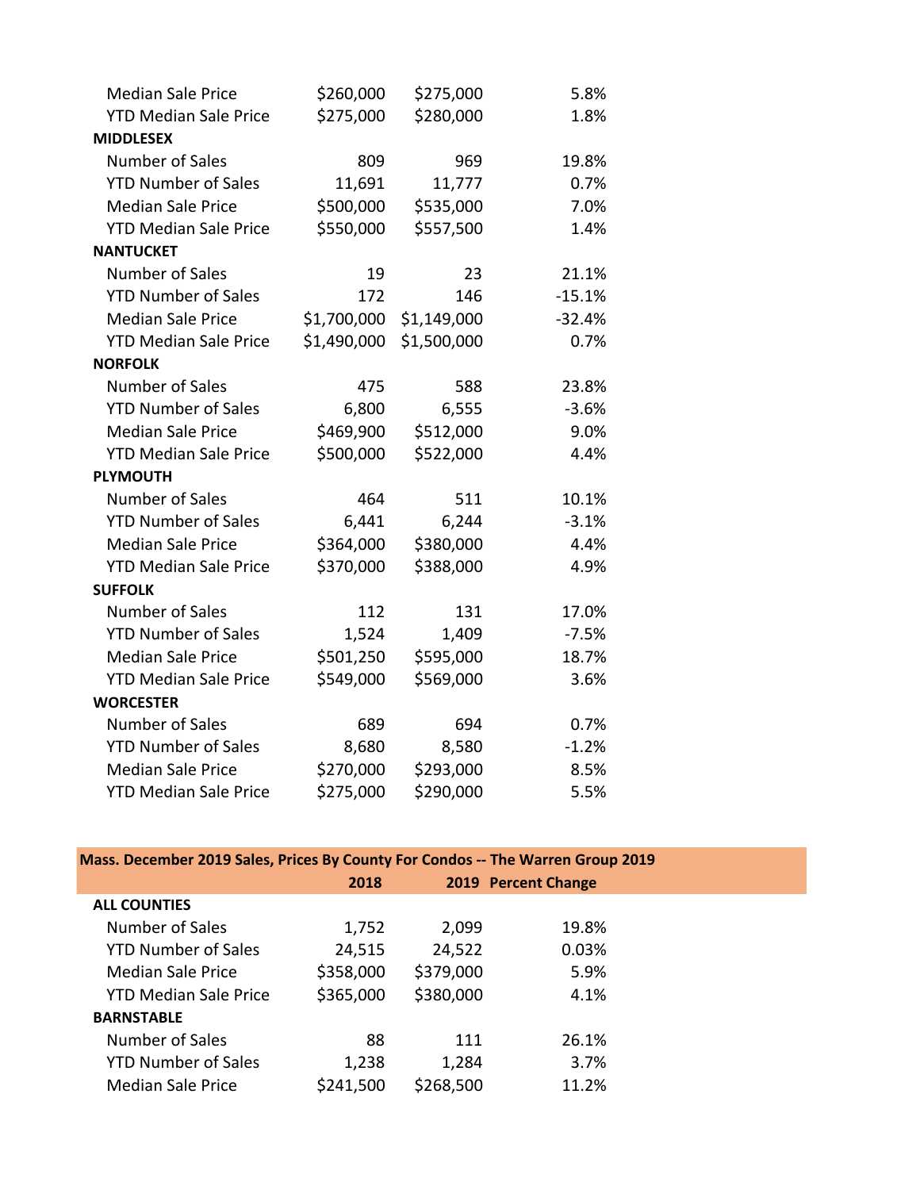| | | | |
|---|---|---|---|
| Median Sale Price | $260,000 | $275,000 | 5.8% |
| YTD Median Sale Price | $275,000 | $280,000 | 1.8% |
| **MIDDLESEX** | | | |
| Number of Sales | 809 | 969 | 19.8% |
| YTD Number of Sales | 11,691 | 11,777 | 0.7% |
| Median Sale Price | $500,000 | $535,000 | 7.0% |
| YTD Median Sale Price | $550,000 | $557,500 | 1.4% |
| **NANTUCKET** | | | |
| Number of Sales | 19 | 23 | 21.1% |
| YTD Number of Sales | 172 | 146 | -15.1% |
| Median Sale Price | $1,700,000 | $1,149,000 | -32.4% |
| YTD Median Sale Price | $1,490,000 | $1,500,000 | 0.7% |
| **NORFOLK** | | | |
| Number of Sales | 475 | 588 | 23.8% |
| YTD Number of Sales | 6,800 | 6,555 | -3.6% |
| Median Sale Price | $469,900 | $512,000 | 9.0% |
| YTD Median Sale Price | $500,000 | $522,000 | 4.4% |
| **PLYMOUTH** | | | |
| Number of Sales | 464 | 511 | 10.1% |
| YTD Number of Sales | 6,441 | 6,244 | -3.1% |
| Median Sale Price | $364,000 | $380,000 | 4.4% |
| YTD Median Sale Price | $370,000 | $388,000 | 4.9% |
| **SUFFOLK** | | | |
| Number of Sales | 112 | 131 | 17.0% |
| YTD Number of Sales | 1,524 | 1,409 | -7.5% |
| Median Sale Price | $501,250 | $595,000 | 18.7% |
| YTD Median Sale Price | $549,000 | $569,000 | 3.6% |
| **WORCESTER** | | | |
| Number of Sales | 689 | 694 | 0.7% |
| YTD Number of Sales | 8,680 | 8,580 | -1.2% |
| Median Sale Price | $270,000 | $293,000 | 8.5% |
| YTD Median Sale Price | $275,000 | $290,000 | 5.5% |

**Mass. December 2019 Sales, Prices By County For Condos -- The Warren Group 2019**

| | **2018** | **2019** | **Percent Change** |
|---|---|---|---|
| **ALL COUNTIES** | | | |
| Number of Sales | 1,752 | 2,099 | 19.8% |
| YTD Number of Sales | 24,515 | 24,522 | 0.03% |
| Median Sale Price | $358,000 | $379,000 | 5.9% |
| YTD Median Sale Price | $365,000 | $380,000 | 4.1% |
| **BARNSTABLE** | | | |
| Number of Sales | 88 | 111 | 26.1% |
| YTD Number of Sales | 1,238 | 1,284 | 3.7% |
| Median Sale Price | $241,500 | $268,500 | 11.2% |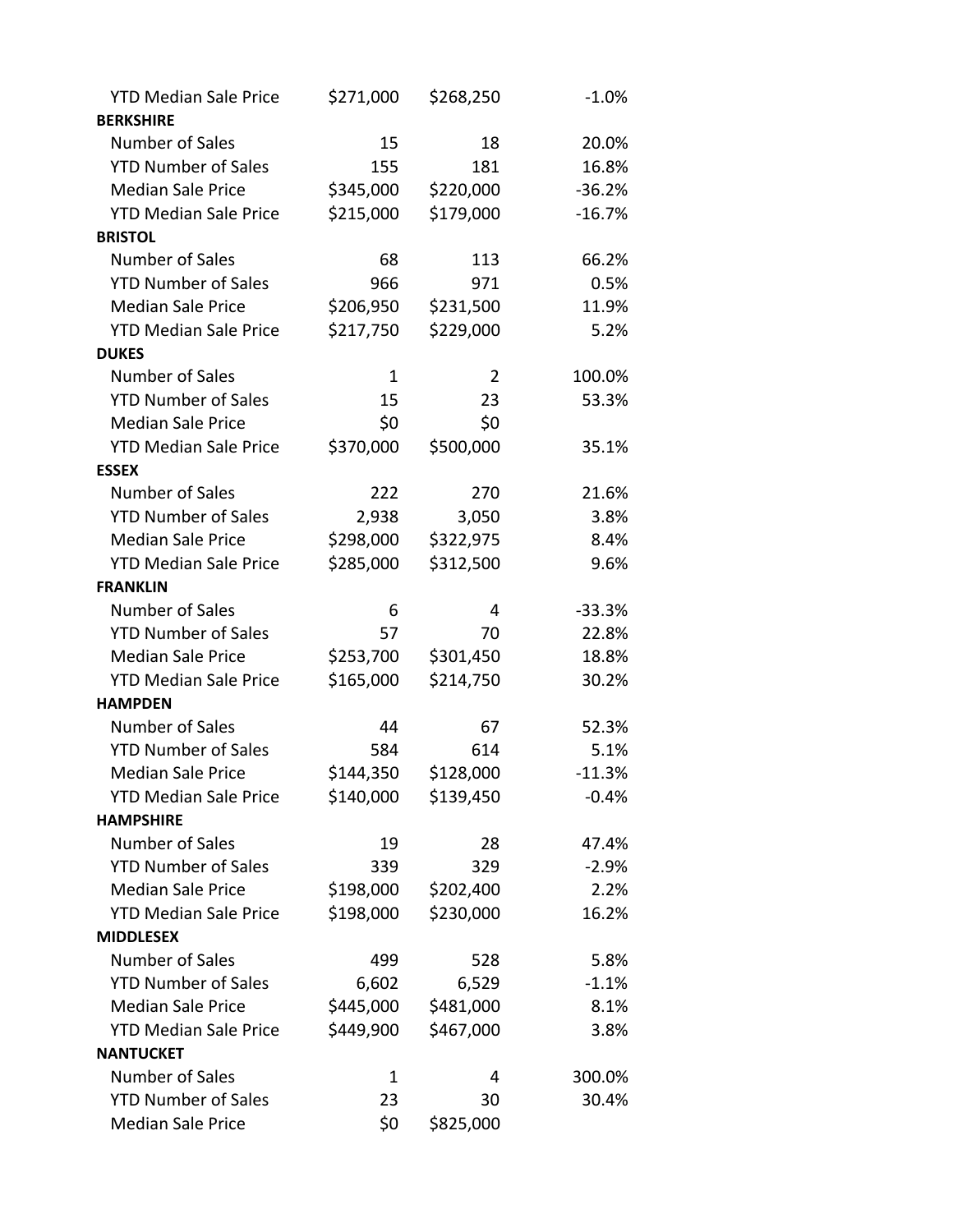| | | | |
|---|---|---|---|
| YTD Median Sale Price | $271,000 | $268,250 | -1.0% |
| **BERKSHIRE** | | | |
| Number of Sales | 15 | 18 | 20.0% |
| YTD Number of Sales | 155 | 181 | 16.8% |
| Median Sale Price | $345,000 | $220,000 | -36.2% |
| YTD Median Sale Price | $215,000 | $179,000 | -16.7% |
| **BRISTOL** | | | |
| Number of Sales | 68 | 113 | 66.2% |
| YTD Number of Sales | 966 | 971 | 0.5% |
| Median Sale Price | $206,950 | $231,500 | 11.9% |
| YTD Median Sale Price | $217,750 | $229,000 | 5.2% |
| **DUKES** | | | |
| Number of Sales | 1 | 2 | 100.0% |
| YTD Number of Sales | 15 | 23 | 53.3% |
| Median Sale Price | $0 | $0 | |
| YTD Median Sale Price | $370,000 | $500,000 | 35.1% |
| **ESSEX** | | | |
| Number of Sales | 222 | 270 | 21.6% |
| YTD Number of Sales | 2,938 | 3,050 | 3.8% |
| Median Sale Price | $298,000 | $322,975 | 8.4% |
| YTD Median Sale Price | $285,000 | $312,500 | 9.6% |
| **FRANKLIN** | | | |
| Number of Sales | 6 | 4 | -33.3% |
| YTD Number of Sales | 57 | 70 | 22.8% |
| Median Sale Price | $253,700 | $301,450 | 18.8% |
| YTD Median Sale Price | $165,000 | $214,750 | 30.2% |
| **HAMPDEN** | | | |
| Number of Sales | 44 | 67 | 52.3% |
| YTD Number of Sales | 584 | 614 | 5.1% |
| Median Sale Price | $144,350 | $128,000 | -11.3% |
| YTD Median Sale Price | $140,000 | $139,450 | -0.4% |
| **HAMPSHIRE** | | | |
| Number of Sales | 19 | 28 | 47.4% |
| YTD Number of Sales | 339 | 329 | -2.9% |
| Median Sale Price | $198,000 | $202,400 | 2.2% |
| YTD Median Sale Price | $198,000 | $230,000 | 16.2% |
| **MIDDLESEX** | | | |
| Number of Sales | 499 | 528 | 5.8% |
| YTD Number of Sales | 6,602 | 6,529 | -1.1% |
| Median Sale Price | $445,000 | $481,000 | 8.1% |
| YTD Median Sale Price | $449,900 | $467,000 | 3.8% |
| **NANTUCKET** | | | |
| Number of Sales | 1 | 4 | 300.0% |
| YTD Number of Sales | 23 | 30 | 30.4% |
| Median Sale Price | $0 | $825,000 | |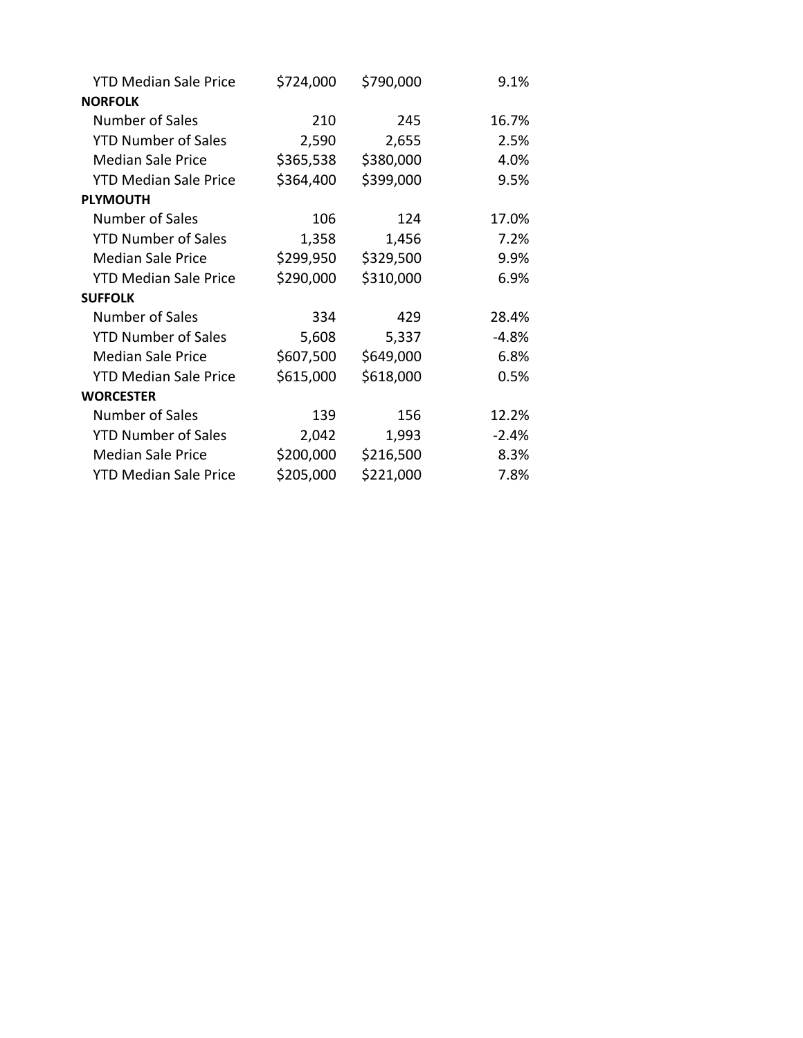| | | | |
|---|---|---|---|
| YTD Median Sale Price | $724,000 | $790,000 | 9.1% |
| **NORFOLK** | | | |
| Number of Sales | 210 | 245 | 16.7% |
| YTD Number of Sales | 2,590 | 2,655 | 2.5% |
| Median Sale Price | $365,538 | $380,000 | 4.0% |
| YTD Median Sale Price | $364,400 | $399,000 | 9.5% |
| **PLYMOUTH** | | | |
| Number of Sales | 106 | 124 | 17.0% |
| YTD Number of Sales | 1,358 | 1,456 | 7.2% |
| Median Sale Price | $299,950 | $329,500 | 9.9% |
| YTD Median Sale Price | $290,000 | $310,000 | 6.9% |
| **SUFFOLK** | | | |
| Number of Sales | 334 | 429 | 28.4% |
| YTD Number of Sales | 5,608 | 5,337 | -4.8% |
| Median Sale Price | $607,500 | $649,000 | 6.8% |
| YTD Median Sale Price | $615,000 | $618,000 | 0.5% |
| **WORCESTER** | | | |
| Number of Sales | 139 | 156 | 12.2% |
| YTD Number of Sales | 2,042 | 1,993 | -2.4% |
| Median Sale Price | $200,000 | $216,500 | 8.3% |
| YTD Median Sale Price | $205,000 | $221,000 | 7.8% |